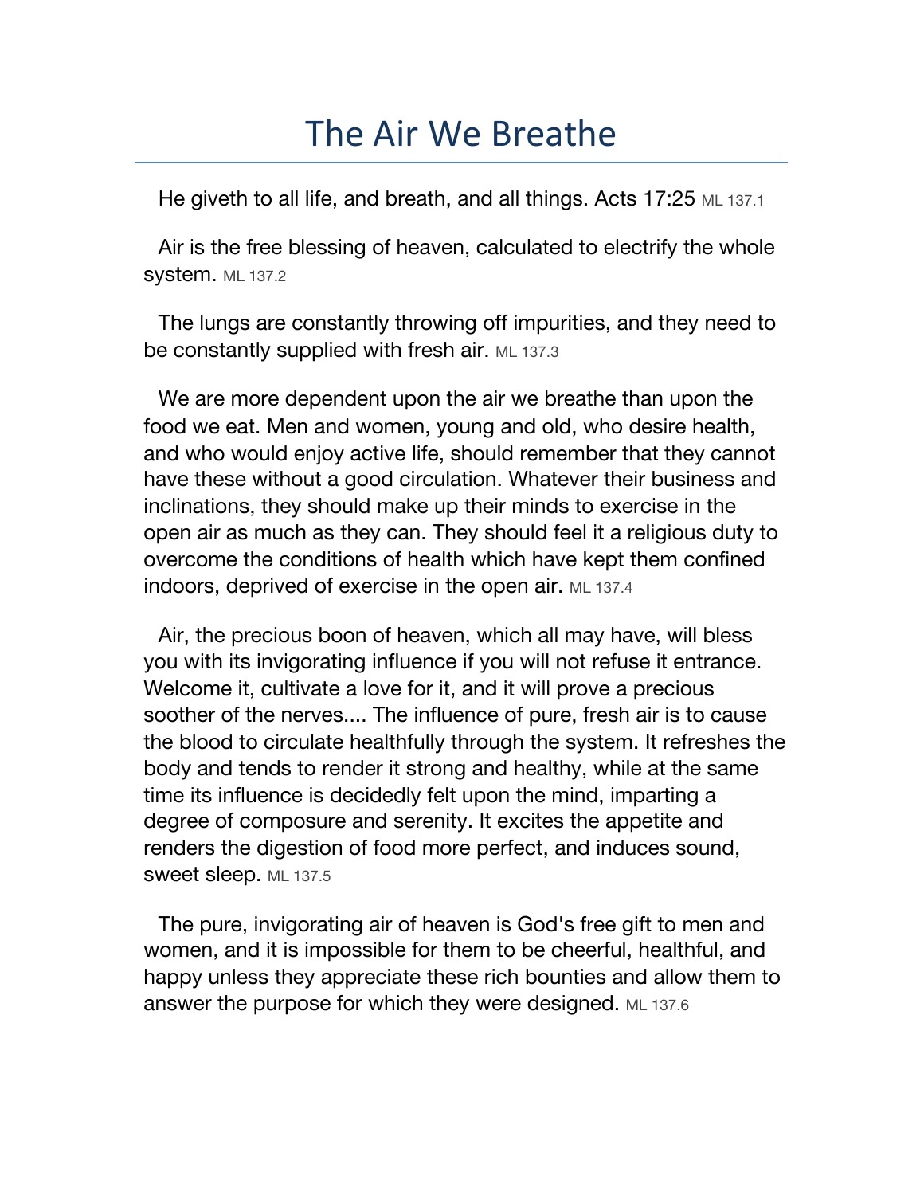# The Air We Breathe

He giveth to all life, and breath, and all things. Acts 17:25 ML 137.1

Air is the free blessing of heaven, calculated to electrify the whole system. ML 137.2

The lungs are constantly throwing off impurities, and they need to be constantly supplied with fresh air. ML 137.3

We are more dependent upon the air we breathe than upon the food we eat. Men and women, young and old, who desire health, and who would enjoy active life, should remember that they cannot have these without a good circulation. Whatever their business and inclinations, they should make up their minds to exercise in the open air as much as they can. They should feel it a religious duty to overcome the conditions of health which have kept them confined indoors, deprived of exercise in the open air. ML 137.4

Air, the precious boon of heaven, which all may have, will bless you with its invigorating influence if you will not refuse it entrance. Welcome it, cultivate a love for it, and it will prove a precious soother of the nerves.... The influence of pure, fresh air is to cause the blood to circulate healthfully through the system. It refreshes the body and tends to render it strong and healthy, while at the same time its influence is decidedly felt upon the mind, imparting a degree of composure and serenity. It excites the appetite and renders the digestion of food more perfect, and induces sound, sweet sleep. ML 137.5

The pure, invigorating air of heaven is God's free gift to men and women, and it is impossible for them to be cheerful, healthful, and happy unless they appreciate these rich bounties and allow them to answer the purpose for which they were designed. ML 137.6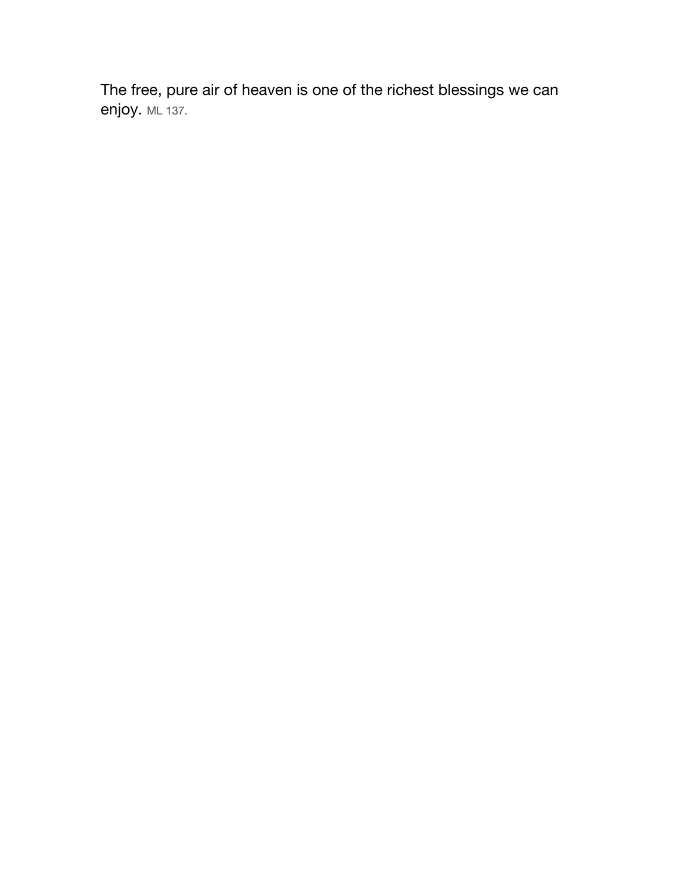The free, pure air of heaven is one of the richest blessings we can enjoy. ML 137.